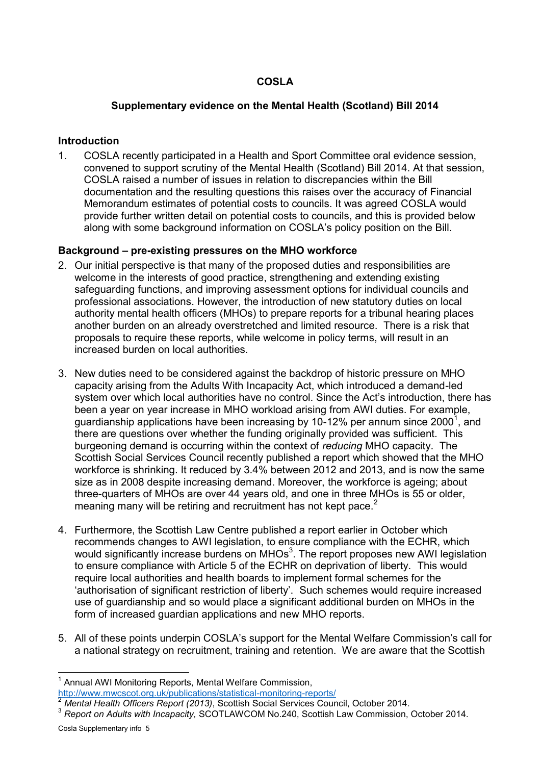**COSLA**

**Supplementary evidence on the Mental Health (Scotland) Bill 2014**

## Introduction

1. COSLA recently participated in a Health and Sport Committee oral evidence session, convened to support scrutiny of the Mental Health (Scotland) Bill 2014. At that session, COSLA raised a number of issues in relation to discrepancies within the Bill documentation and the resulting questions this raises over the accuracy of Financial Memorandum estimates of potential costs to councils. It was agreed COSLA would provide further written detail on potential costs to councils, and this is provided below along with some background information on COSLA's policy position on the Bill.

## Background – pre-existing pressures on the MHO workforce

2. Our initial perspective is that many of the proposed duties and responsibilities are welcome in the interests of good practice, strengthening and extending existing safeguarding functions, and improving assessment options for individual councils and professional associations. However, the introduction of new statutory duties on local authority mental health officers (MHOs) to prepare reports for a tribunal hearing places another burden on an already overstretched and limited resource. There is a risk that proposals to require these reports, while welcome in policy terms, will result in an increased burden on local authorities.

3. New duties need to be considered against the backdrop of historic pressure on MHO capacity arising from the Adults With Incapacity Act, which introduced a demand-led system over which local authorities have no control. Since the Act's introduction, there has been a year on year increase in MHO workload arising from AWI duties. For example, guardianship applications have been increasing by 10-12% per annum since 2000[1], and there are questions over whether the funding originally provided was sufficient. This burgeoning demand is occurring within the context of *reducing* MHO capacity. The Scottish Social Services Council recently published a report which showed that the MHO workforce is shrinking. It reduced by 3.4% between 2012 and 2013, and is now the same size as in 2008 despite increasing demand. Moreover, the workforce is ageing; about three-quarters of MHOs are over 44 years old, and one in three MHOs is 55 or older, meaning many will be retiring and recruitment has not kept pace.[2]

4. Furthermore, the Scottish Law Centre published a report earlier in October which recommends changes to AWI legislation, to ensure compliance with the ECHR, which would significantly increase burdens on MHOs[3]. The report proposes new AWI legislation to ensure compliance with Article 5 of the ECHR on deprivation of liberty. This would require local authorities and health boards to implement formal schemes for the 'authorisation of significant restriction of liberty'. Such schemes would require increased use of guardianship and so would place a significant additional burden on MHOs in the form of increased guardian applications and new MHO reports.

5. All of these points underpin COSLA's support for the Mental Welfare Commission's call for a national strategy on recruitment, training and retention. We are aware that the Scottish

---

[1] Annual AWI Monitoring Reports, Mental Welfare Commission, http://www.mwcscot.org.uk/publications/statistical-monitoring-reports/

[2] *Mental Health Officers Report (2013)*, Scottish Social Services Council, October 2014.

[3] *Report on Adults with Incapacity,* SCOTLAWCOM No.240, Scottish Law Commission, October 2014.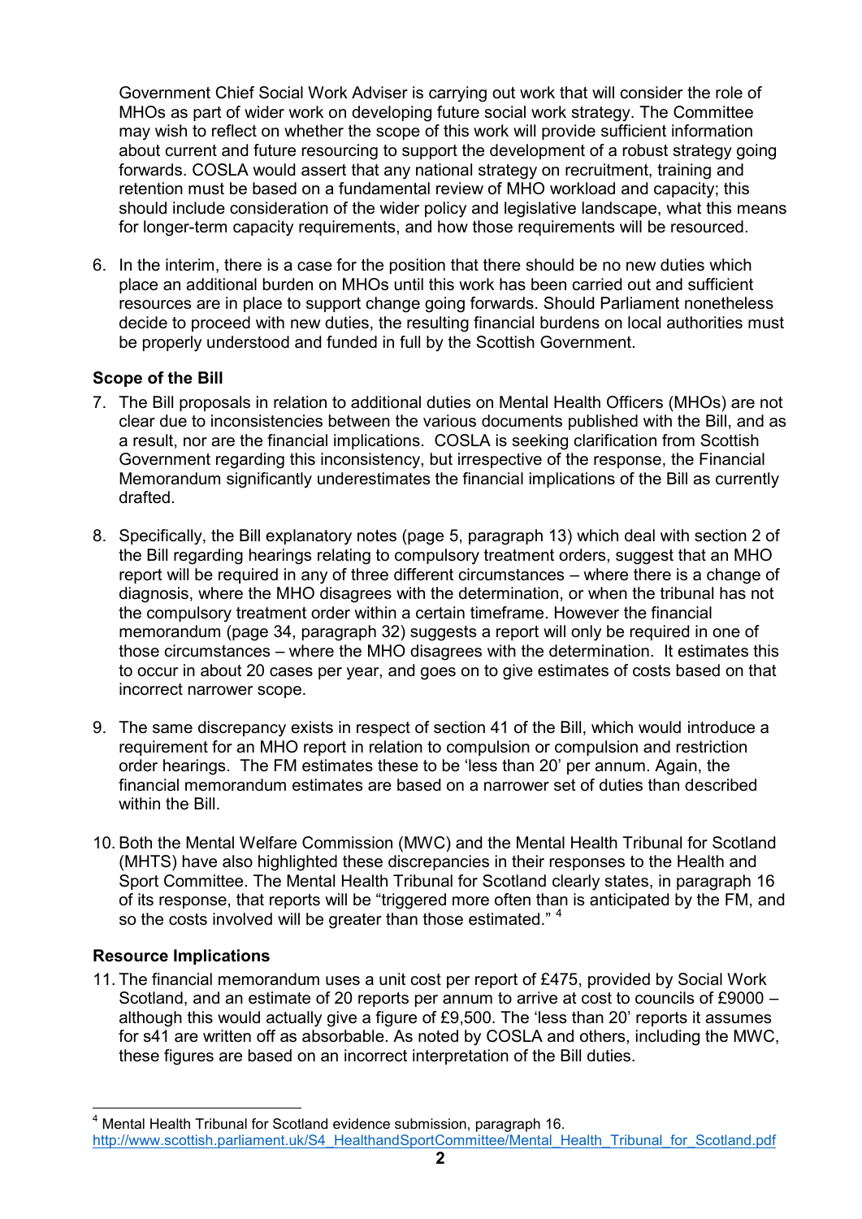Government Chief Social Work Adviser is carrying out work that will consider the role of MHOs as part of wider work on developing future social work strategy. The Committee may wish to reflect on whether the scope of this work will provide sufficient information about current and future resourcing to support the development of a robust strategy going forwards. COSLA would assert that any national strategy on recruitment, training and retention must be based on a fundamental review of MHO workload and capacity; this should include consideration of the wider policy and legislative landscape, what this means for longer-term capacity requirements, and how those requirements will be resourced.

6. In the interim, there is a case for the position that there should be no new duties which place an additional burden on MHOs until this work has been carried out and sufficient resources are in place to support change going forwards. Should Parliament nonetheless decide to proceed with new duties, the resulting financial burdens on local authorities must be properly understood and funded in full by the Scottish Government.

### Scope of the Bill

7. The Bill proposals in relation to additional duties on Mental Health Officers (MHOs) are not clear due to inconsistencies between the various documents published with the Bill, and as a result, nor are the financial implications. COSLA is seeking clarification from Scottish Government regarding this inconsistency, but irrespective of the response, the Financial Memorandum significantly underestimates the financial implications of the Bill as currently drafted.

8. Specifically, the Bill explanatory notes (page 5, paragraph 13) which deal with section 2 of the Bill regarding hearings relating to compulsory treatment orders, suggest that an MHO report will be required in any of three different circumstances – where there is a change of diagnosis, where the MHO disagrees with the determination, or when the tribunal has not the compulsory treatment order within a certain timeframe. However the financial memorandum (page 34, paragraph 32) suggests a report will only be required in one of those circumstances – where the MHO disagrees with the determination. It estimates this to occur in about 20 cases per year, and goes on to give estimates of costs based on that incorrect narrower scope.

9. The same discrepancy exists in respect of section 41 of the Bill, which would introduce a requirement for an MHO report in relation to compulsion or compulsion and restriction order hearings. The FM estimates these to be 'less than 20' per annum. Again, the financial memorandum estimates are based on a narrower set of duties than described within the Bill.

10. Both the Mental Welfare Commission (MWC) and the Mental Health Tribunal for Scotland (MHTS) have also highlighted these discrepancies in their responses to the Health and Sport Committee. The Mental Health Tribunal for Scotland clearly states, in paragraph 16 of its response, that reports will be "triggered more often than is anticipated by the FM, and so the costs involved will be greater than those estimated." [4]

### Resource Implications

11. The financial memorandum uses a unit cost per report of £475, provided by Social Work Scotland, and an estimate of 20 reports per annum to arrive at cost to councils of £9000 – although this would actually give a figure of £9,500. The 'less than 20' reports it assumes for s41 are written off as absorbable. As noted by COSLA and others, including the MWC, these figures are based on an incorrect interpretation of the Bill duties.

---

[4] Mental Health Tribunal for Scotland evidence submission, paragraph 16. http://www.scottish.parliament.uk/S4_HealthandSportCommittee/Mental_Health_Tribunal_for_Scotland.pdf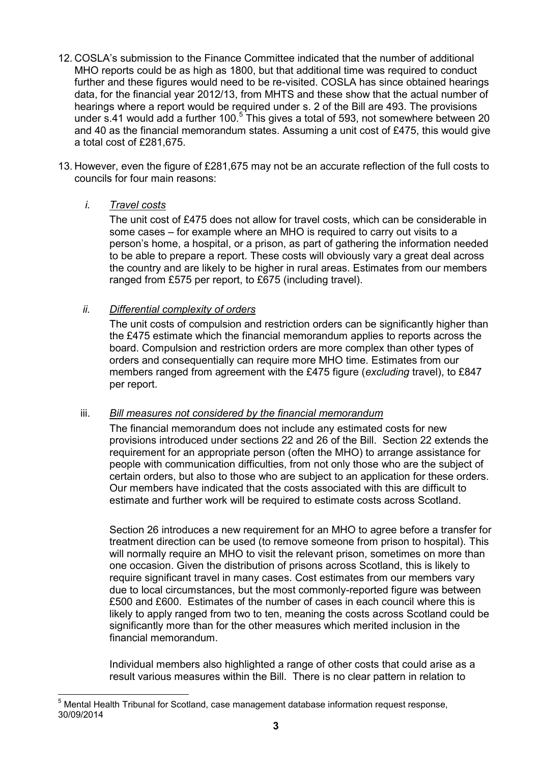12. COSLA's submission to the Finance Committee indicated that the number of additional MHO reports could be as high as 1800, but that additional time was required to conduct further and these figures would need to be re-visited. COSLA has since obtained hearings data, for the financial year 2012/13, from MHTS and these show that the actual number of hearings where a report would be required under s. 2 of the Bill are 493. The provisions under s.41 would add a further 100.[5] This gives a total of 593, not somewhere between 20 and 40 as the financial memorandum states. Assuming a unit cost of £475, this would give a total cost of £281,675.

13. However, even the figure of £281,675 may not be an accurate reflection of the full costs to councils for four main reasons:

    *i. Travel costs*

    The unit cost of £475 does not allow for travel costs, which can be considerable in some cases – for example where an MHO is required to carry out visits to a person's home, a hospital, or a prison, as part of gathering the information needed to be able to prepare a report. These costs will obviously vary a great deal across the country and are likely to be higher in rural areas. Estimates from our members ranged from £575 per report, to £675 (including travel).

    *ii. Differential complexity of orders*

    The unit costs of compulsion and restriction orders can be significantly higher than the £475 estimate which the financial memorandum applies to reports across the board. Compulsion and restriction orders are more complex than other types of orders and consequentially can require more MHO time. Estimates from our members ranged from agreement with the £475 figure (*excluding* travel), to £847 per report.

    iii. *Bill measures not considered by the financial memorandum*

    The financial memorandum does not include any estimated costs for new provisions introduced under sections 22 and 26 of the Bill. Section 22 extends the requirement for an appropriate person (often the MHO) to arrange assistance for people with communication difficulties, from not only those who are the subject of certain orders, but also to those who are subject to an application for these orders. Our members have indicated that the costs associated with this are difficult to estimate and further work will be required to estimate costs across Scotland.

    Section 26 introduces a new requirement for an MHO to agree before a transfer for treatment direction can be used (to remove someone from prison to hospital). This will normally require an MHO to visit the relevant prison, sometimes on more than one occasion. Given the distribution of prisons across Scotland, this is likely to require significant travel in many cases. Cost estimates from our members vary due to local circumstances, but the most commonly-reported figure was between £500 and £600. Estimates of the number of cases in each council where this is likely to apply ranged from two to ten, meaning the costs across Scotland could be significantly more than for the other measures which merited inclusion in the financial memorandum.

    Individual members also highlighted a range of other costs that could arise as a result various measures within the Bill. There is no clear pattern in relation to

[5] Mental Health Tribunal for Scotland, case management database information request response, 30/09/2014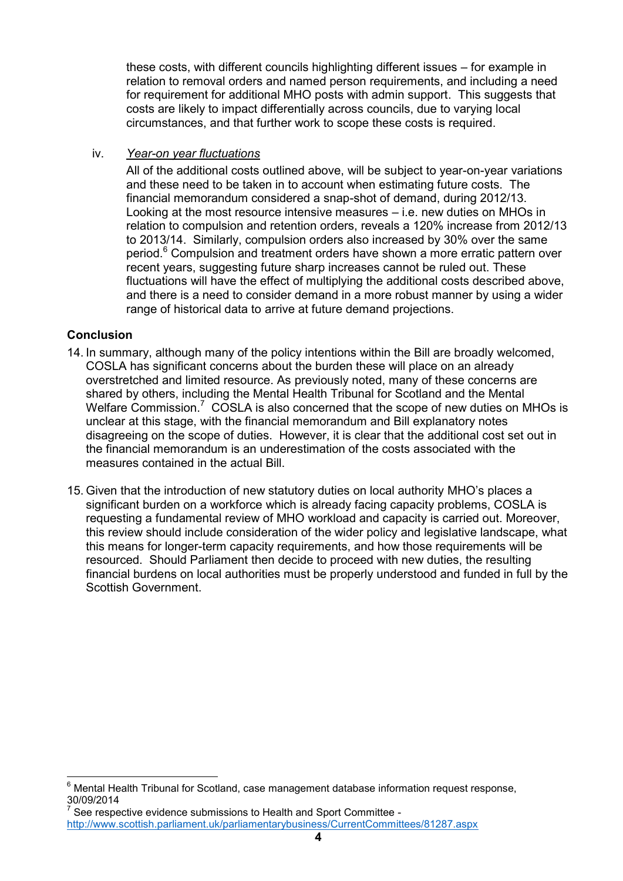these costs, with different councils highlighting different issues – for example in relation to removal orders and named person requirements, and including a need for requirement for additional MHO posts with admin support. This suggests that costs are likely to impact differentially across councils, due to varying local circumstances, and that further work to scope these costs is required.

iv. *Year-on year fluctuations*

All of the additional costs outlined above, will be subject to year-on-year variations and these need to be taken in to account when estimating future costs. The financial memorandum considered a snap-shot of demand, during 2012/13. Looking at the most resource intensive measures – i.e. new duties on MHOs in relation to compulsion and retention orders, reveals a 120% increase from 2012/13 to 2013/14. Similarly, compulsion orders also increased by 30% over the same period.[6] Compulsion and treatment orders have shown a more erratic pattern over recent years, suggesting future sharp increases cannot be ruled out. These fluctuations will have the effect of multiplying the additional costs described above, and there is a need to consider demand in a more robust manner by using a wider range of historical data to arrive at future demand projections.

**Conclusion**

14. In summary, although many of the policy intentions within the Bill are broadly welcomed, COSLA has significant concerns about the burden these will place on an already overstretched and limited resource. As previously noted, many of these concerns are shared by others, including the Mental Health Tribunal for Scotland and the Mental Welfare Commission.[7] COSLA is also concerned that the scope of new duties on MHOs is unclear at this stage, with the financial memorandum and Bill explanatory notes disagreeing on the scope of duties. However, it is clear that the additional cost set out in the financial memorandum is an underestimation of the costs associated with the measures contained in the actual Bill.

15. Given that the introduction of new statutory duties on local authority MHO's places a significant burden on a workforce which is already facing capacity problems, COSLA is requesting a fundamental review of MHO workload and capacity is carried out. Moreover, this review should include consideration of the wider policy and legislative landscape, what this means for longer-term capacity requirements, and how those requirements will be resourced. Should Parliament then decide to proceed with new duties, the resulting financial burdens on local authorities must be properly understood and funded in full by the Scottish Government.

---

[6] Mental Health Tribunal for Scotland, case management database information request response, 30/09/2014

[7] See respective evidence submissions to Health and Sport Committee - http://www.scottish.parliament.uk/parliamentarybusiness/CurrentCommittees/81287.aspx